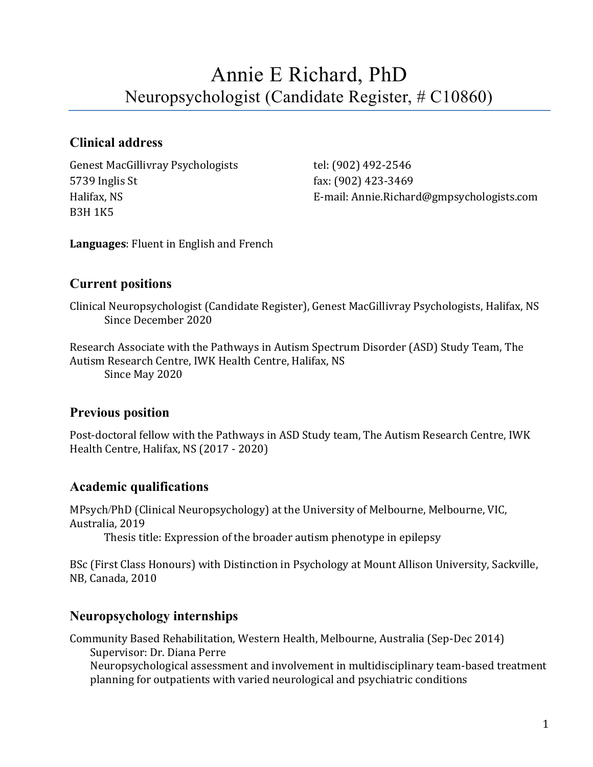# Annie E Richard, PhD

Neuropsychologist (Candidate Register, # C10860)

## Clinical address

Genest MacGillivray Psychologists
5739 Inglis St
Halifax, NS
B3H 1K5

tel: (902) 492-2546
fax: (902) 423-3469
E-mail: Annie.Richard@gmpsychologists.com

**Languages**: Fluent in English and French

## Current positions

Clinical Neuropsychologist (Candidate Register), Genest MacGillivray Psychologists, Halifax, NS
  Since December 2020

Research Associate with the Pathways in Autism Spectrum Disorder (ASD) Study Team, The Autism Research Centre, IWK Health Centre, Halifax, NS
  Since May 2020

## Previous position

Post-doctoral fellow with the Pathways in ASD Study team, The Autism Research Centre, IWK Health Centre, Halifax, NS (2017 - 2020)

## Academic qualifications

MPsych/PhD (Clinical Neuropsychology) at the University of Melbourne, Melbourne, VIC, Australia, 2019
  Thesis title: Expression of the broader autism phenotype in epilepsy

BSc (First Class Honours) with Distinction in Psychology at Mount Allison University, Sackville, NB, Canada, 2010

## Neuropsychology internships

Community Based Rehabilitation, Western Health, Melbourne, Australia (Sep-Dec 2014)
  Supervisor: Dr. Diana Perre
  Neuropsychological assessment and involvement in multidisciplinary team-based treatment planning for outpatients with varied neurological and psychiatric conditions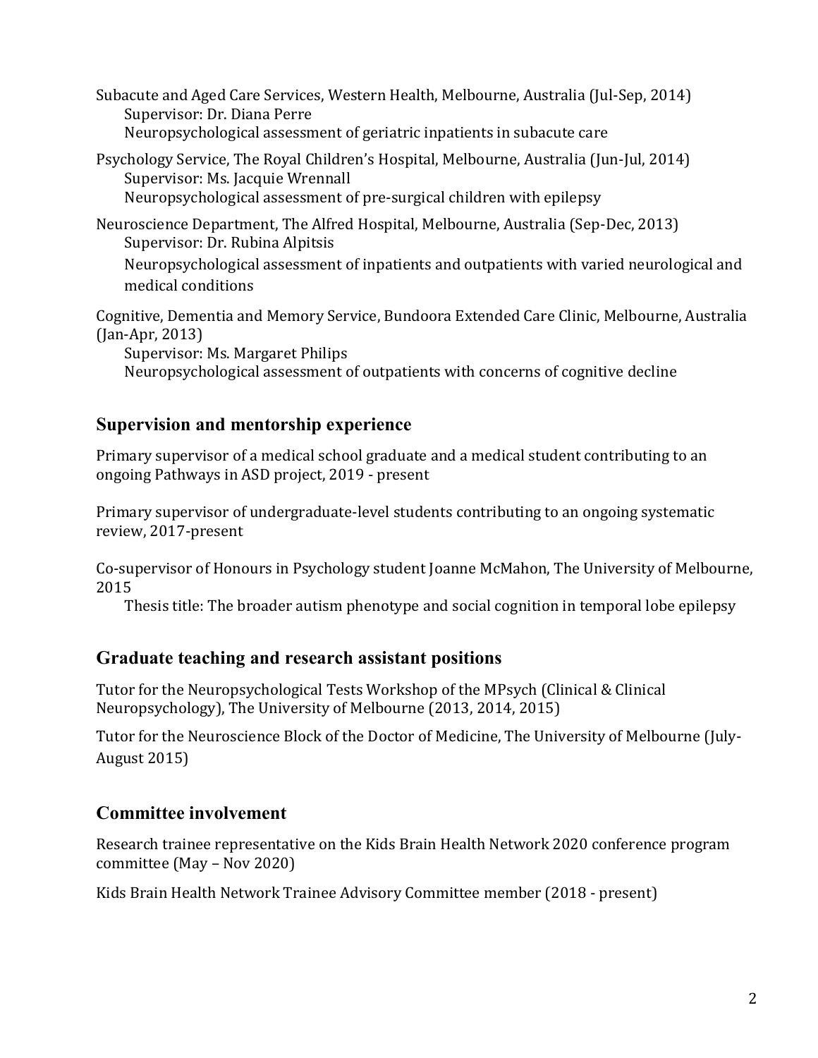Subacute and Aged Care Services, Western Health, Melbourne, Australia (Jul-Sep, 2014)
Supervisor: Dr. Diana Perre
Neuropsychological assessment of geriatric inpatients in subacute care

Psychology Service, The Royal Children's Hospital, Melbourne, Australia (Jun-Jul, 2014)
Supervisor: Ms. Jacquie Wrennall
Neuropsychological assessment of pre-surgical children with epilepsy

Neuroscience Department, The Alfred Hospital, Melbourne, Australia (Sep-Dec, 2013)
Supervisor: Dr. Rubina Alpitsis
Neuropsychological assessment of inpatients and outpatients with varied neurological and medical conditions

Cognitive, Dementia and Memory Service, Bundoora Extended Care Clinic, Melbourne, Australia (Jan-Apr, 2013)
Supervisor: Ms. Margaret Philips
Neuropsychological assessment of outpatients with concerns of cognitive decline

## Supervision and mentorship experience

Primary supervisor of a medical school graduate and a medical student contributing to an ongoing Pathways in ASD project, 2019 - present

Primary supervisor of undergraduate-level students contributing to an ongoing systematic review, 2017-present

Co-supervisor of Honours in Psychology student Joanne McMahon, The University of Melbourne, 2015
Thesis title: The broader autism phenotype and social cognition in temporal lobe epilepsy

## Graduate teaching and research assistant positions

Tutor for the Neuropsychological Tests Workshop of the MPsych (Clinical & Clinical Neuropsychology), The University of Melbourne (2013, 2014, 2015)

Tutor for the Neuroscience Block of the Doctor of Medicine, The University of Melbourne (July-August 2015)

## Committee involvement

Research trainee representative on the Kids Brain Health Network 2020 conference program committee (May – Nov 2020)

Kids Brain Health Network Trainee Advisory Committee member (2018 - present)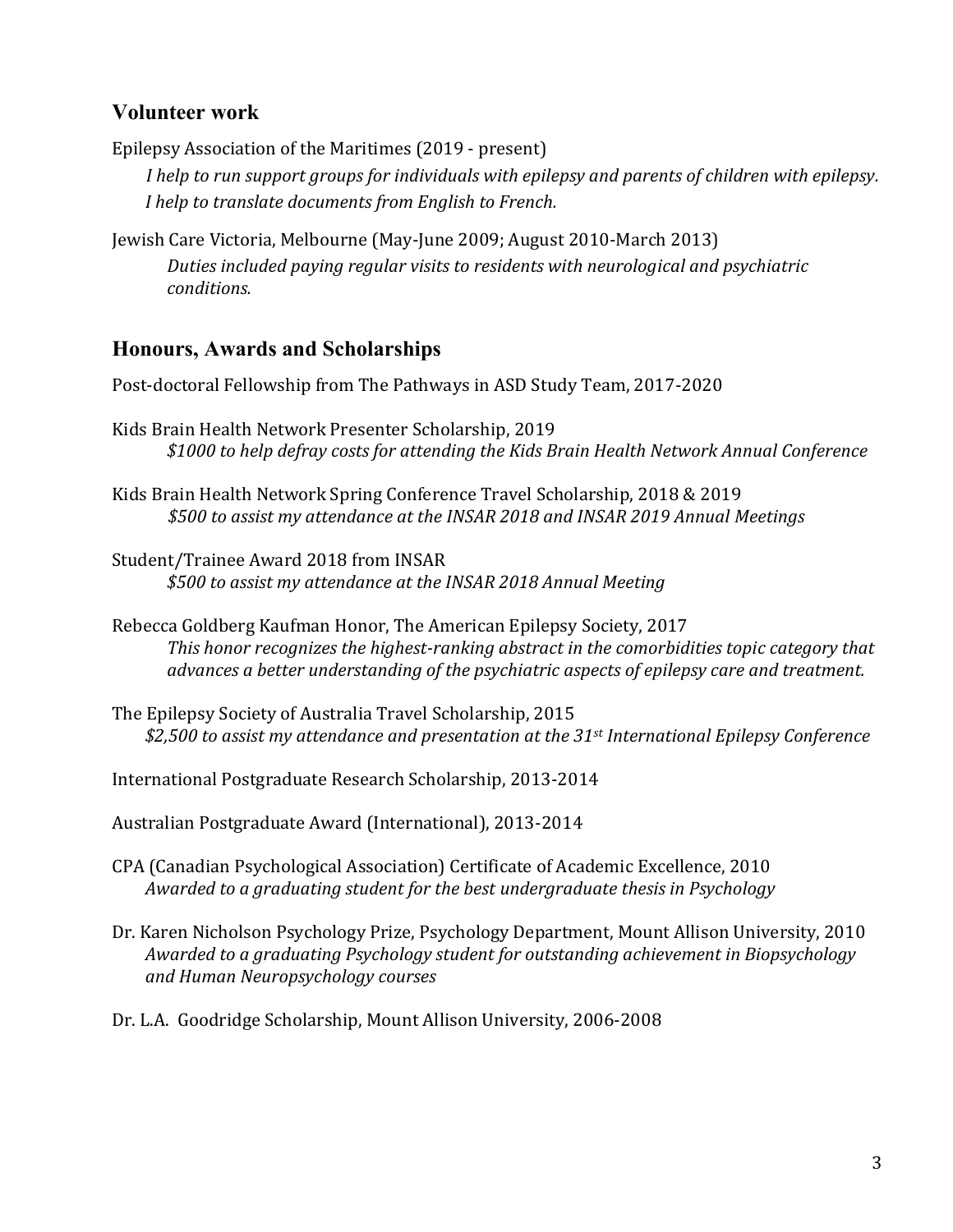## Volunteer work

Epilepsy Association of the Maritimes (2019 - present)

*I help to run support groups for individuals with epilepsy and parents of children with epilepsy. I help to translate documents from English to French.*

Jewish Care Victoria, Melbourne (May-June 2009; August 2010-March 2013)

*Duties included paying regular visits to residents with neurological and psychiatric conditions.*

## Honours, Awards and Scholarships

Post-doctoral Fellowship from The Pathways in ASD Study Team, 2017-2020

Kids Brain Health Network Presenter Scholarship, 2019

*$1000 to help defray costs for attending the Kids Brain Health Network Annual Conference*

Kids Brain Health Network Spring Conference Travel Scholarship, 2018 & 2019

*$500 to assist my attendance at the INSAR 2018 and INSAR 2019 Annual Meetings*

Student/Trainee Award 2018 from INSAR

*$500 to assist my attendance at the INSAR 2018 Annual Meeting*

Rebecca Goldberg Kaufman Honor, The American Epilepsy Society, 2017

*This honor recognizes the highest-ranking abstract in the comorbidities topic category that advances a better understanding of the psychiatric aspects of epilepsy care and treatment.*

The Epilepsy Society of Australia Travel Scholarship, 2015

*$2,500 to assist my attendance and presentation at the 31st International Epilepsy Conference*

International Postgraduate Research Scholarship, 2013-2014

Australian Postgraduate Award (International), 2013-2014

CPA (Canadian Psychological Association) Certificate of Academic Excellence, 2010

*Awarded to a graduating student for the best undergraduate thesis in Psychology*

Dr. Karen Nicholson Psychology Prize, Psychology Department, Mount Allison University, 2010

*Awarded to a graduating Psychology student for outstanding achievement in Biopsychology and Human Neuropsychology courses*

Dr. L.A. Goodridge Scholarship, Mount Allison University, 2006-2008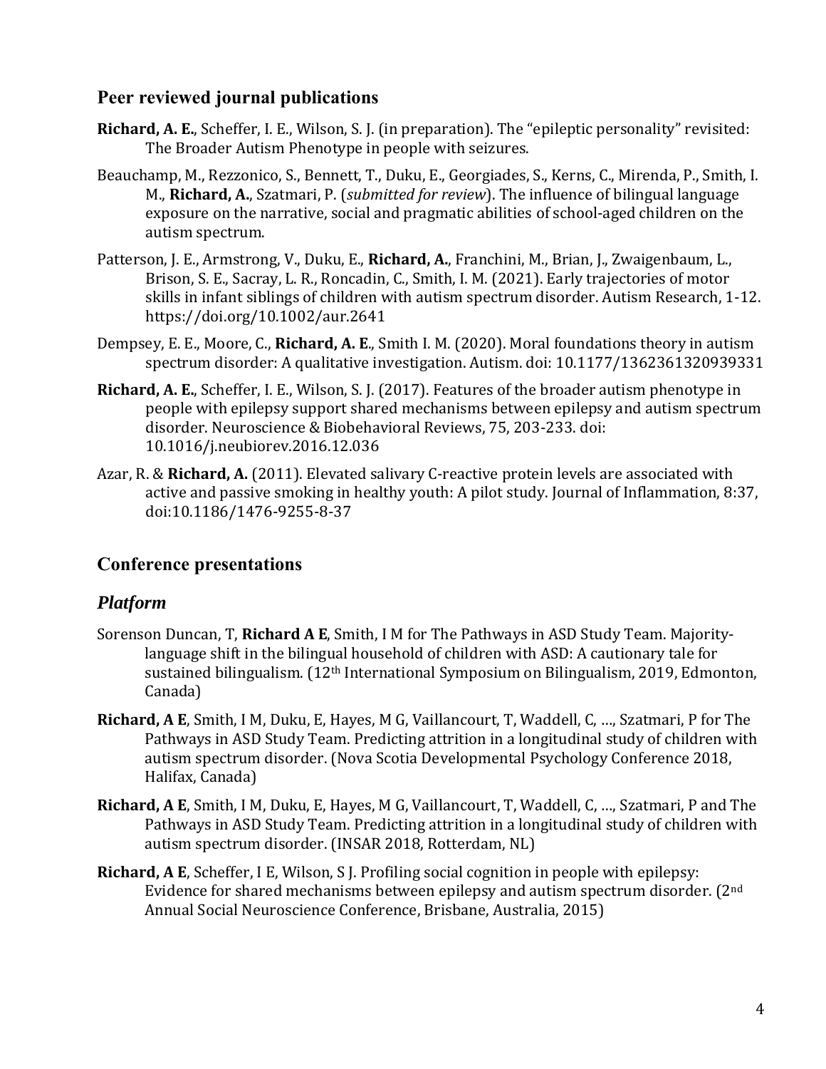## Peer reviewed journal publications

**Richard, A. E.**, Scheffer, I. E., Wilson, S. J. (in preparation). The "epileptic personality" revisited: The Broader Autism Phenotype in people with seizures.

Beauchamp, M., Rezzonico, S., Bennett, T., Duku, E., Georgiades, S., Kerns, C., Mirenda, P., Smith, I. M., **Richard, A.**, Szatmari, P. (*submitted for review*). The influence of bilingual language exposure on the narrative, social and pragmatic abilities of school-aged children on the autism spectrum.

Patterson, J. E., Armstrong, V., Duku, E., **Richard, A.**, Franchini, M., Brian, J., Zwaigenbaum, L., Brison, S. E., Sacray, L. R., Roncadin, C., Smith, I. M. (2021). Early trajectories of motor skills in infant siblings of children with autism spectrum disorder. Autism Research, 1-12. https://doi.org/10.1002/aur.2641

Dempsey, E. E., Moore, C., **Richard, A. E**., Smith I. M. (2020). Moral foundations theory in autism spectrum disorder: A qualitative investigation. Autism. doi: 10.1177/1362361320939331

**Richard, A. E.**, Scheffer, I. E., Wilson, S. J. (2017). Features of the broader autism phenotype in people with epilepsy support shared mechanisms between epilepsy and autism spectrum disorder. Neuroscience & Biobehavioral Reviews, 75, 203-233. doi: 10.1016/j.neubiorev.2016.12.036

Azar, R. & **Richard, A.** (2011). Elevated salivary C-reactive protein levels are associated with active and passive smoking in healthy youth: A pilot study. Journal of Inflammation, 8:37, doi:10.1186/1476-9255-8-37

## Conference presentations

### *Platform*

Sorenson Duncan, T, **Richard A E**, Smith, I M for The Pathways in ASD Study Team. Majority-language shift in the bilingual household of children with ASD: A cautionary tale for sustained bilingualism. (12th International Symposium on Bilingualism, 2019, Edmonton, Canada)

**Richard, A E**, Smith, I M, Duku, E, Hayes, M G, Vaillancourt, T, Waddell, C, …, Szatmari, P for The Pathways in ASD Study Team. Predicting attrition in a longitudinal study of children with autism spectrum disorder. (Nova Scotia Developmental Psychology Conference 2018, Halifax, Canada)

**Richard, A E**, Smith, I M, Duku, E, Hayes, M G, Vaillancourt, T, Waddell, C, …, Szatmari, P and The Pathways in ASD Study Team. Predicting attrition in a longitudinal study of children with autism spectrum disorder. (INSAR 2018, Rotterdam, NL)

**Richard, A E**, Scheffer, I E, Wilson, S J. Profiling social cognition in people with epilepsy: Evidence for shared mechanisms between epilepsy and autism spectrum disorder. (2nd Annual Social Neuroscience Conference, Brisbane, Australia, 2015)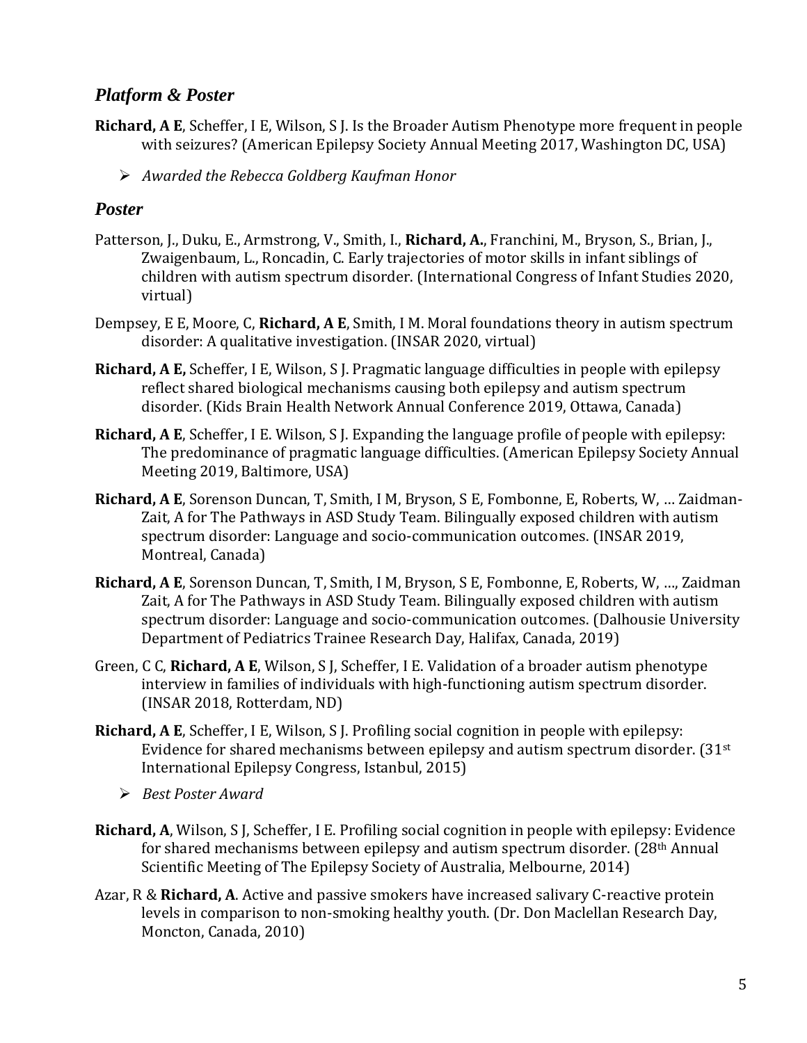### *Platform & Poster*

**Richard, A E**, Scheffer, I E, Wilson, S J. Is the Broader Autism Phenotype more frequent in people with seizures? (American Epilepsy Society Annual Meeting 2017, Washington DC, USA)

- *Awarded the Rebecca Goldberg Kaufman Honor*

### *Poster*

Patterson, J., Duku, E., Armstrong, V., Smith, I., **Richard, A.**, Franchini, M., Bryson, S., Brian, J., Zwaigenbaum, L., Roncadin, C. Early trajectories of motor skills in infant siblings of children with autism spectrum disorder. (International Congress of Infant Studies 2020, virtual)

Dempsey, E E, Moore, C, **Richard, A E**, Smith, I M. Moral foundations theory in autism spectrum disorder: A qualitative investigation. (INSAR 2020, virtual)

**Richard, A E,** Scheffer, I E, Wilson, S J. Pragmatic language difficulties in people with epilepsy reflect shared biological mechanisms causing both epilepsy and autism spectrum disorder. (Kids Brain Health Network Annual Conference 2019, Ottawa, Canada)

**Richard, A E**, Scheffer, I E. Wilson, S J. Expanding the language profile of people with epilepsy: The predominance of pragmatic language difficulties. (American Epilepsy Society Annual Meeting 2019, Baltimore, USA)

**Richard, A E**, Sorenson Duncan, T, Smith, I M, Bryson, S E, Fombonne, E, Roberts, W, … Zaidman-Zait, A for The Pathways in ASD Study Team. Bilingually exposed children with autism spectrum disorder: Language and socio-communication outcomes. (INSAR 2019, Montreal, Canada)

**Richard, A E**, Sorenson Duncan, T, Smith, I M, Bryson, S E, Fombonne, E, Roberts, W, …, Zaidman Zait, A for The Pathways in ASD Study Team. Bilingually exposed children with autism spectrum disorder: Language and socio-communication outcomes. (Dalhousie University Department of Pediatrics Trainee Research Day, Halifax, Canada, 2019)

Green, C C, **Richard, A E**, Wilson, S J, Scheffer, I E. Validation of a broader autism phenotype interview in families of individuals with high-functioning autism spectrum disorder. (INSAR 2018, Rotterdam, ND)

**Richard, A E**, Scheffer, I E, Wilson, S J. Profiling social cognition in people with epilepsy: Evidence for shared mechanisms between epilepsy and autism spectrum disorder. (31st International Epilepsy Congress, Istanbul, 2015)

- *Best Poster Award*

**Richard, A**, Wilson, S J, Scheffer, I E. Profiling social cognition in people with epilepsy: Evidence for shared mechanisms between epilepsy and autism spectrum disorder. (28th Annual Scientific Meeting of The Epilepsy Society of Australia, Melbourne, 2014)

Azar, R & **Richard, A**. Active and passive smokers have increased salivary C-reactive protein levels in comparison to non-smoking healthy youth. (Dr. Don Maclellan Research Day, Moncton, Canada, 2010)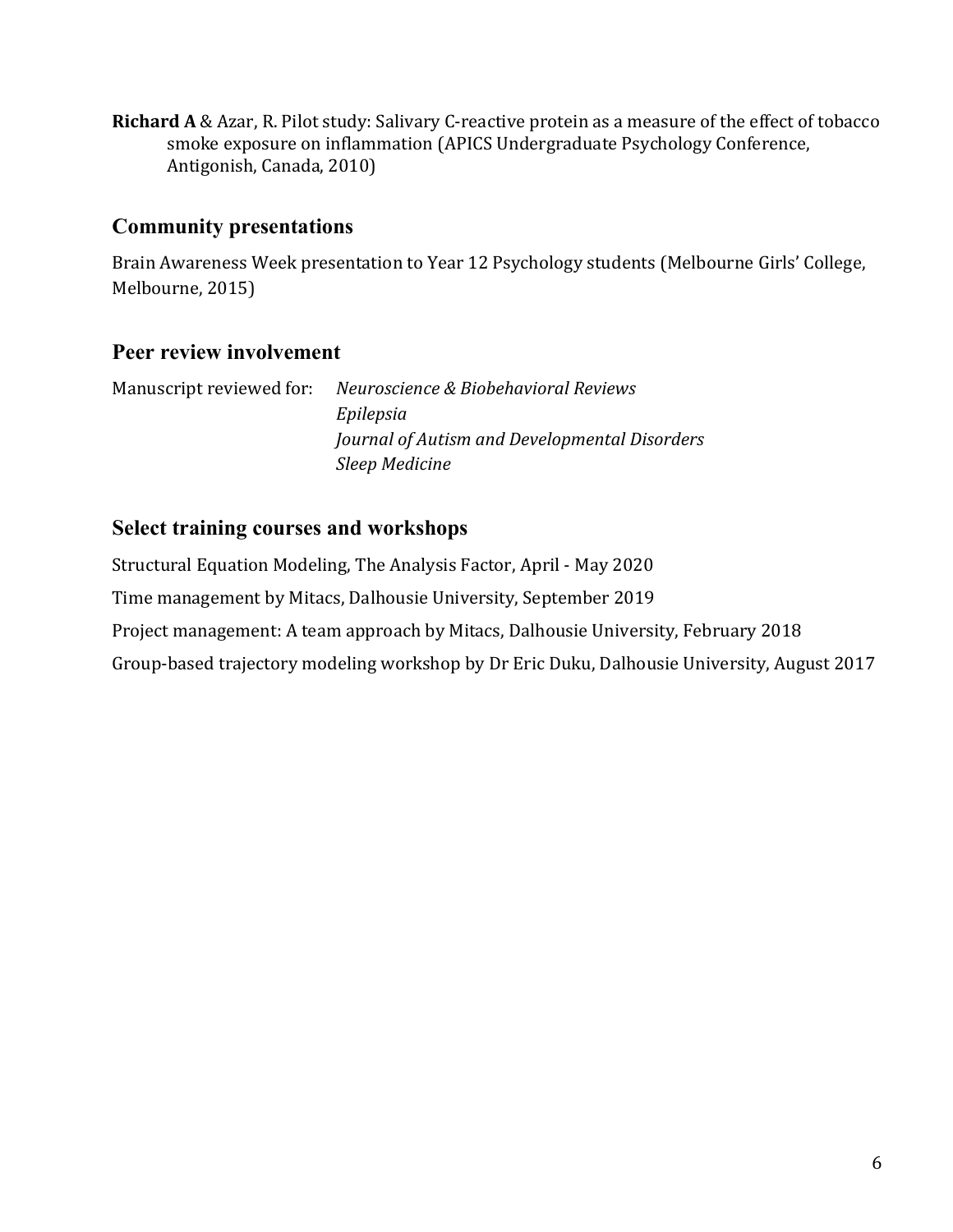**Richard A** & Azar, R. Pilot study: Salivary C-reactive protein as a measure of the effect of tobacco smoke exposure on inflammation (APICS Undergraduate Psychology Conference, Antigonish, Canada, 2010)

## Community presentations

Brain Awareness Week presentation to Year 12 Psychology students (Melbourne Girls' College, Melbourne, 2015)

## Peer review involvement

Manuscript reviewed for: *Neuroscience & Biobehavioral Reviews*
*Epilepsia*
*Journal of Autism and Developmental Disorders*
*Sleep Medicine*

## Select training courses and workshops

Structural Equation Modeling, The Analysis Factor, April - May 2020

Time management by Mitacs, Dalhousie University, September 2019

Project management: A team approach by Mitacs, Dalhousie University, February 2018

Group-based trajectory modeling workshop by Dr Eric Duku, Dalhousie University, August 2017